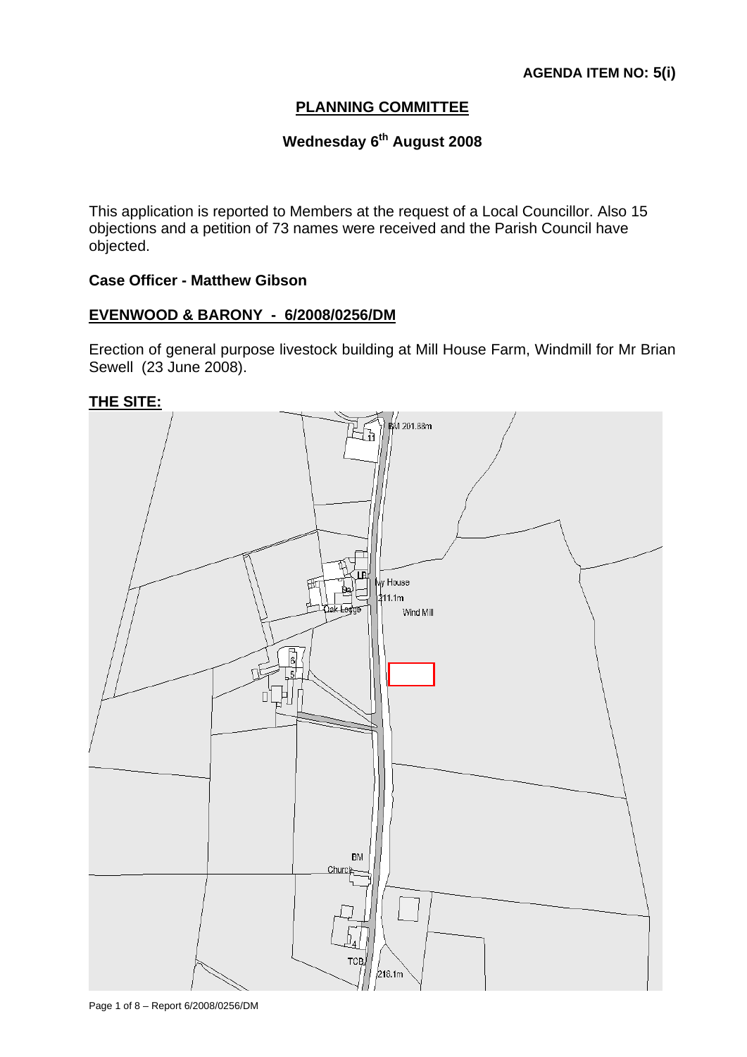**AGENDA ITEM NO: 5(i)**

## PLANNING COMMITTEE

### Wednesday 6th August 2008

This application is reported to Members at the request of a Local Councillor. Also 15 objections and a petition of 73 names were received and the Parish Council have objected.

**Case Officer - Matthew Gibson**

## EVENWOOD & BARONY - 6/2008/0256/DM

Erection of general purpose livestock building at Mill House Farm, Windmill for Mr Brian Sewell (23 June 2008).

**THE SITE:**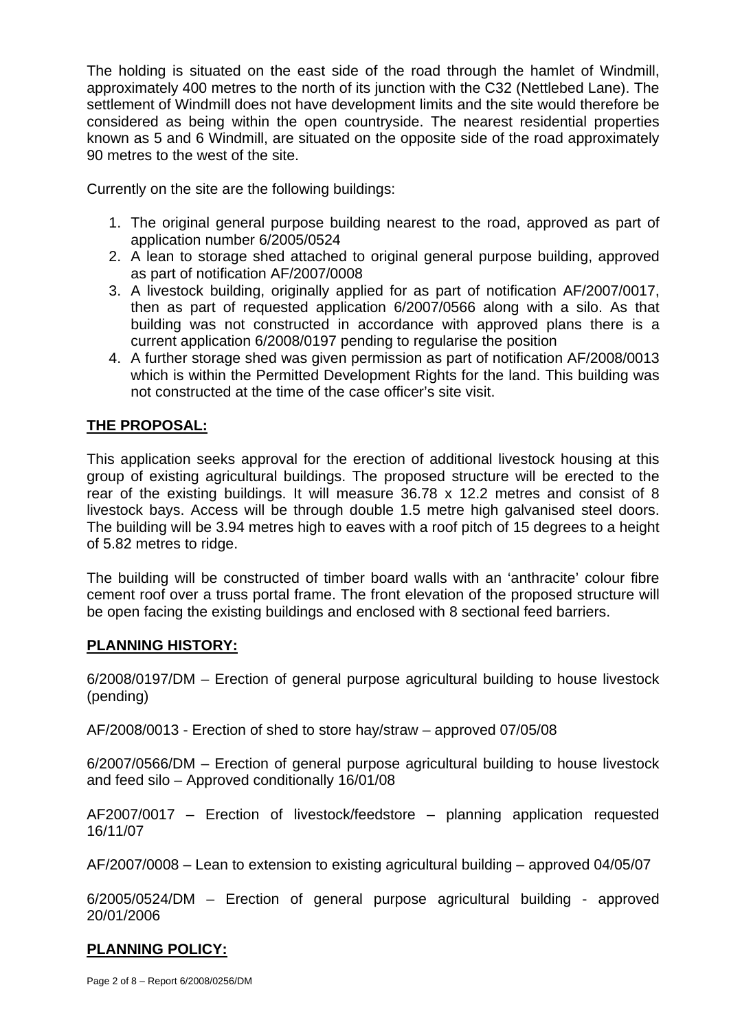The holding is situated on the east side of the road through the hamlet of Windmill, approximately 400 metres to the north of its junction with the C32 (Nettlebed Lane). The settlement of Windmill does not have development limits and the site would therefore be considered as being within the open countryside. The nearest residential properties known as 5 and 6 Windmill, are situated on the opposite side of the road approximately 90 metres to the west of the site.

Currently on the site are the following buildings:

1. The original general purpose building nearest to the road, approved as part of application number 6/2005/0524
2. A lean to storage shed attached to original general purpose building, approved as part of notification AF/2007/0008
3. A livestock building, originally applied for as part of notification AF/2007/0017, then as part of requested application 6/2007/0566 along with a silo. As that building was not constructed in accordance with approved plans there is a current application 6/2008/0197 pending to regularise the position
4. A further storage shed was given permission as part of notification AF/2008/0013 which is within the Permitted Development Rights for the land. This building was not constructed at the time of the case officer's site visit.

## THE PROPOSAL:

This application seeks approval for the erection of additional livestock housing at this group of existing agricultural buildings. The proposed structure will be erected to the rear of the existing buildings. It will measure 36.78 x 12.2 metres and consist of 8 livestock bays. Access will be through double 1.5 metre high galvanised steel doors. The building will be 3.94 metres high to eaves with a roof pitch of 15 degrees to a height of 5.82 metres to ridge.

The building will be constructed of timber board walls with an 'anthracite' colour fibre cement roof over a truss portal frame. The front elevation of the proposed structure will be open facing the existing buildings and enclosed with 8 sectional feed barriers.

## PLANNING HISTORY:

6/2008/0197/DM – Erection of general purpose agricultural building to house livestock (pending)

AF/2008/0013 - Erection of shed to store hay/straw – approved 07/05/08

6/2007/0566/DM – Erection of general purpose agricultural building to house livestock and feed silo – Approved conditionally 16/01/08

AF2007/0017 – Erection of livestock/feedstore – planning application requested 16/11/07

AF/2007/0008 – Lean to extension to existing agricultural building – approved 04/05/07

6/2005/0524/DM – Erection of general purpose agricultural building - approved 20/01/2006

## PLANNING POLICY: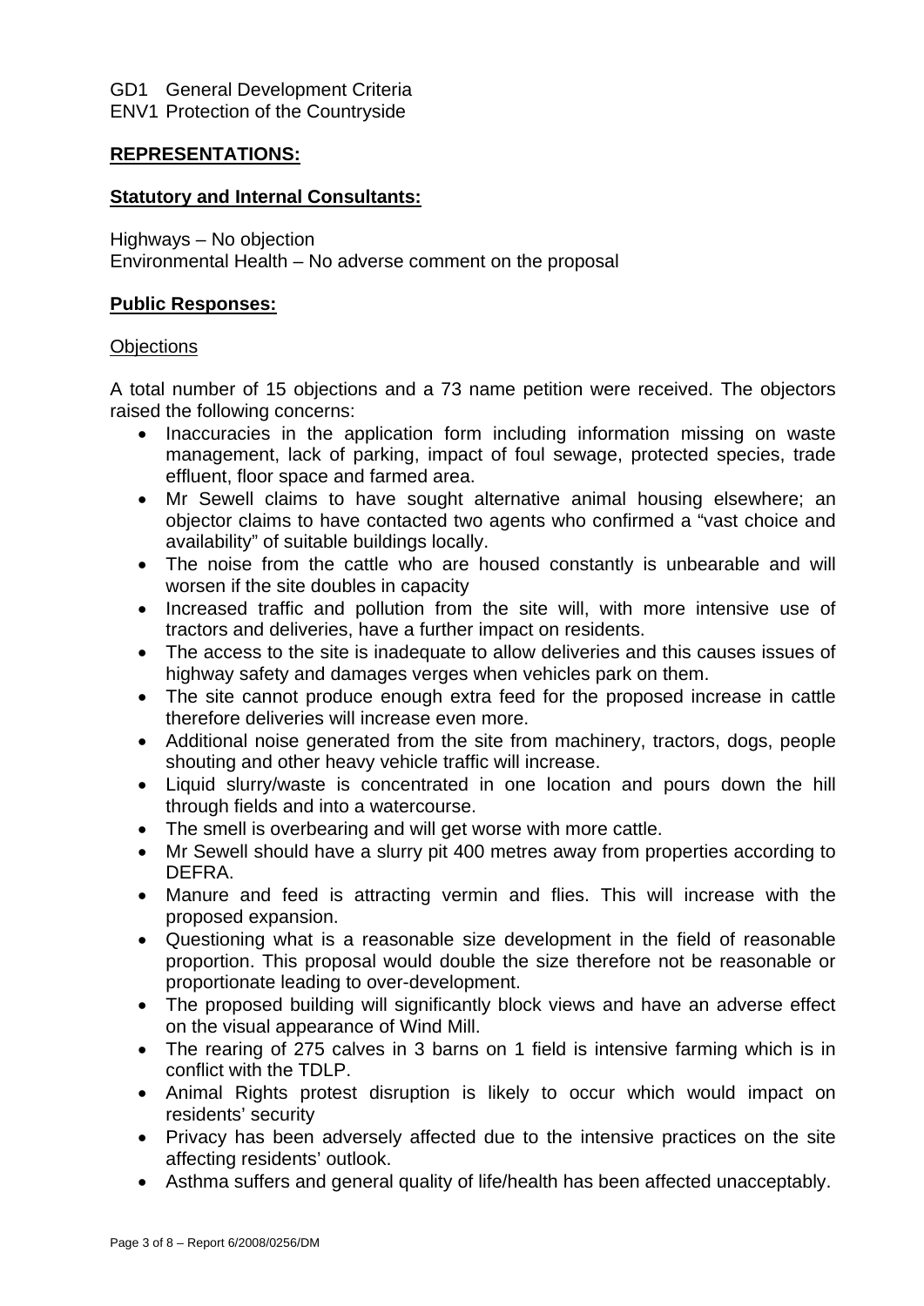GD1 General Development Criteria
ENV1 Protection of the Countryside

## **REPRESENTATIONS:**

### **Statutory and Internal Consultants:**

Highways – No objection
Environmental Health – No adverse comment on the proposal

### **Public Responses:**

Objections

A total number of 15 objections and a 73 name petition were received. The objectors raised the following concerns:

- Inaccuracies in the application form including information missing on waste management, lack of parking, impact of foul sewage, protected species, trade effluent, floor space and farmed area.
- Mr Sewell claims to have sought alternative animal housing elsewhere; an objector claims to have contacted two agents who confirmed a "vast choice and availability" of suitable buildings locally.
- The noise from the cattle who are housed constantly is unbearable and will worsen if the site doubles in capacity
- Increased traffic and pollution from the site will, with more intensive use of tractors and deliveries, have a further impact on residents.
- The access to the site is inadequate to allow deliveries and this causes issues of highway safety and damages verges when vehicles park on them.
- The site cannot produce enough extra feed for the proposed increase in cattle therefore deliveries will increase even more.
- Additional noise generated from the site from machinery, tractors, dogs, people shouting and other heavy vehicle traffic will increase.
- Liquid slurry/waste is concentrated in one location and pours down the hill through fields and into a watercourse.
- The smell is overbearing and will get worse with more cattle.
- Mr Sewell should have a slurry pit 400 metres away from properties according to DEFRA.
- Manure and feed is attracting vermin and flies. This will increase with the proposed expansion.
- Questioning what is a reasonable size development in the field of reasonable proportion. This proposal would double the size therefore not be reasonable or proportionate leading to over-development.
- The proposed building will significantly block views and have an adverse effect on the visual appearance of Wind Mill.
- The rearing of 275 calves in 3 barns on 1 field is intensive farming which is in conflict with the TDLP.
- Animal Rights protest disruption is likely to occur which would impact on residents' security
- Privacy has been adversely affected due to the intensive practices on the site affecting residents' outlook.
- Asthma suffers and general quality of life/health has been affected unacceptably.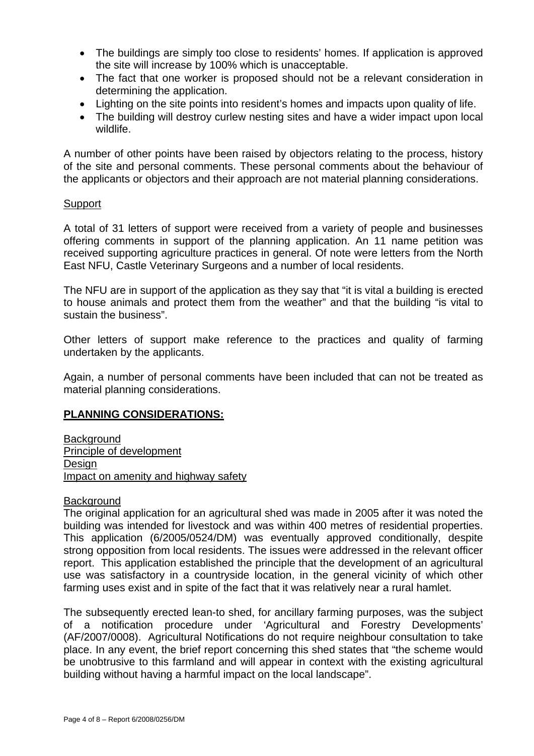- The buildings are simply too close to residents' homes. If application is approved the site will increase by 100% which is unacceptable.
- The fact that one worker is proposed should not be a relevant consideration in determining the application.
- Lighting on the site points into resident's homes and impacts upon quality of life.
- The building will destroy curlew nesting sites and have a wider impact upon local wildlife.

A number of other points have been raised by objectors relating to the process, history of the site and personal comments. These personal comments about the behaviour of the applicants or objectors and their approach are not material planning considerations.

Support

A total of 31 letters of support were received from a variety of people and businesses offering comments in support of the planning application. An 11 name petition was received supporting agriculture practices in general. Of note were letters from the North East NFU, Castle Veterinary Surgeons and a number of local residents.

The NFU are in support of the application as they say that "it is vital a building is erected to house animals and protect them from the weather" and that the building "is vital to sustain the business".

Other letters of support make reference to the practices and quality of farming undertaken by the applicants.

Again, a number of personal comments have been included that can not be treated as material planning considerations.

## PLANNING CONSIDERATIONS:

Background
Principle of development
Design
Impact on amenity and highway safety

Background

The original application for an agricultural shed was made in 2005 after it was noted the building was intended for livestock and was within 400 metres of residential properties. This application (6/2005/0524/DM) was eventually approved conditionally, despite strong opposition from local residents. The issues were addressed in the relevant officer report. This application established the principle that the development of an agricultural use was satisfactory in a countryside location, in the general vicinity of which other farming uses exist and in spite of the fact that it was relatively near a rural hamlet.

The subsequently erected lean-to shed, for ancillary farming purposes, was the subject of a notification procedure under 'Agricultural and Forestry Developments' (AF/2007/0008). Agricultural Notifications do not require neighbour consultation to take place. In any event, the brief report concerning this shed states that "the scheme would be unobtrusive to this farmland and will appear in context with the existing agricultural building without having a harmful impact on the local landscape".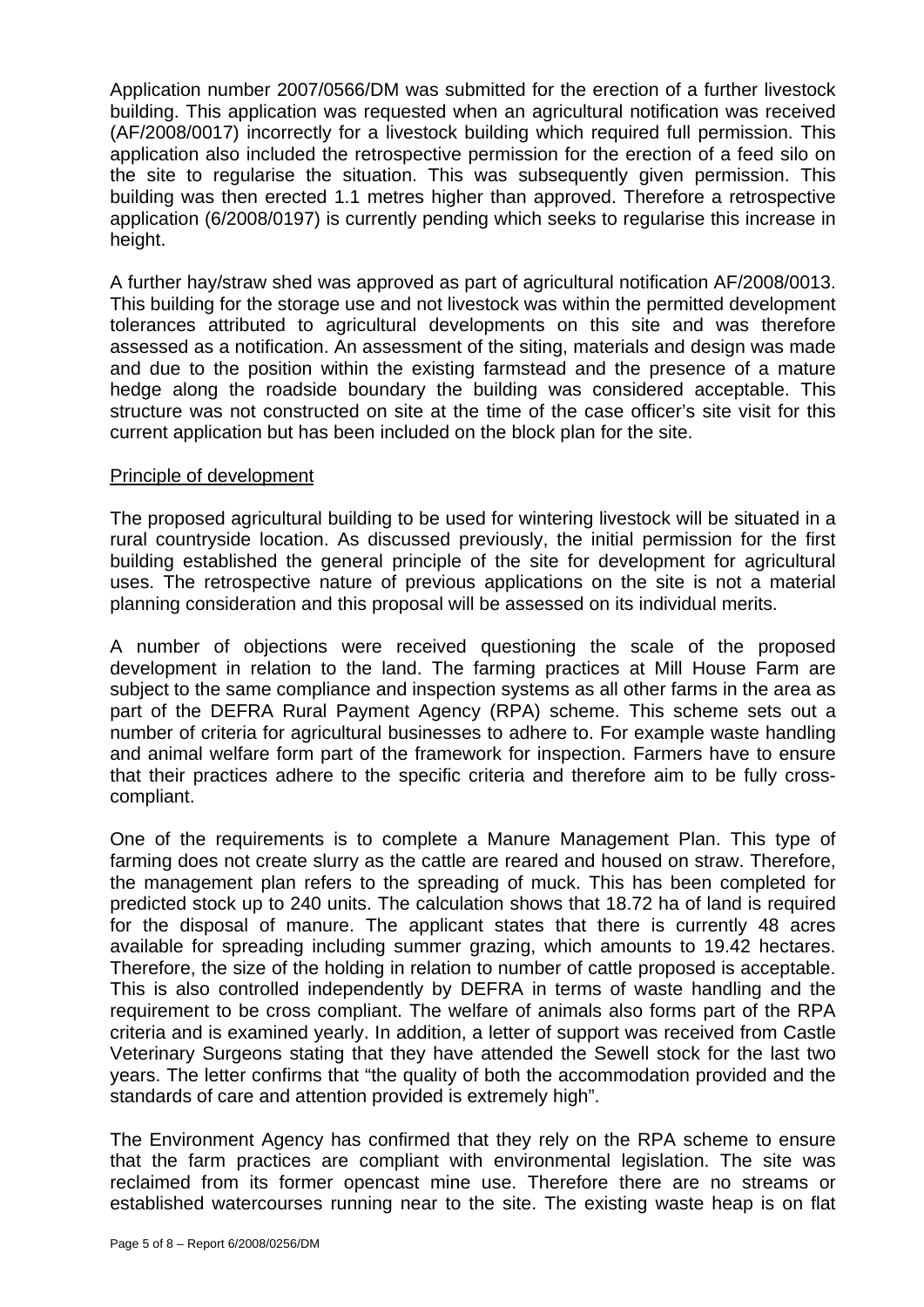Application number 2007/0566/DM was submitted for the erection of a further livestock building. This application was requested when an agricultural notification was received (AF/2008/0017) incorrectly for a livestock building which required full permission. This application also included the retrospective permission for the erection of a feed silo on the site to regularise the situation. This was subsequently given permission. This building was then erected 1.1 metres higher than approved. Therefore a retrospective application (6/2008/0197) is currently pending which seeks to regularise this increase in height.

A further hay/straw shed was approved as part of agricultural notification AF/2008/0013. This building for the storage use and not livestock was within the permitted development tolerances attributed to agricultural developments on this site and was therefore assessed as a notification. An assessment of the siting, materials and design was made and due to the position within the existing farmstead and the presence of a mature hedge along the roadside boundary the building was considered acceptable. This structure was not constructed on site at the time of the case officer's site visit for this current application but has been included on the block plan for the site.

<u>Principle of development</u>

The proposed agricultural building to be used for wintering livestock will be situated in a rural countryside location. As discussed previously, the initial permission for the first building established the general principle of the site for development for agricultural uses. The retrospective nature of previous applications on the site is not a material planning consideration and this proposal will be assessed on its individual merits.

A number of objections were received questioning the scale of the proposed development in relation to the land. The farming practices at Mill House Farm are subject to the same compliance and inspection systems as all other farms in the area as part of the DEFRA Rural Payment Agency (RPA) scheme. This scheme sets out a number of criteria for agricultural businesses to adhere to. For example waste handling and animal welfare form part of the framework for inspection. Farmers have to ensure that their practices adhere to the specific criteria and therefore aim to be fully cross-compliant.

One of the requirements is to complete a Manure Management Plan. This type of farming does not create slurry as the cattle are reared and housed on straw. Therefore, the management plan refers to the spreading of muck. This has been completed for predicted stock up to 240 units. The calculation shows that 18.72 ha of land is required for the disposal of manure. The applicant states that there is currently 48 acres available for spreading including summer grazing, which amounts to 19.42 hectares. Therefore, the size of the holding in relation to number of cattle proposed is acceptable. This is also controlled independently by DEFRA in terms of waste handling and the requirement to be cross compliant. The welfare of animals also forms part of the RPA criteria and is examined yearly. In addition, a letter of support was received from Castle Veterinary Surgeons stating that they have attended the Sewell stock for the last two years. The letter confirms that "the quality of both the accommodation provided and the standards of care and attention provided is extremely high".

The Environment Agency has confirmed that they rely on the RPA scheme to ensure that the farm practices are compliant with environmental legislation. The site was reclaimed from its former opencast mine use. Therefore there are no streams or established watercourses running near to the site. The existing waste heap is on flat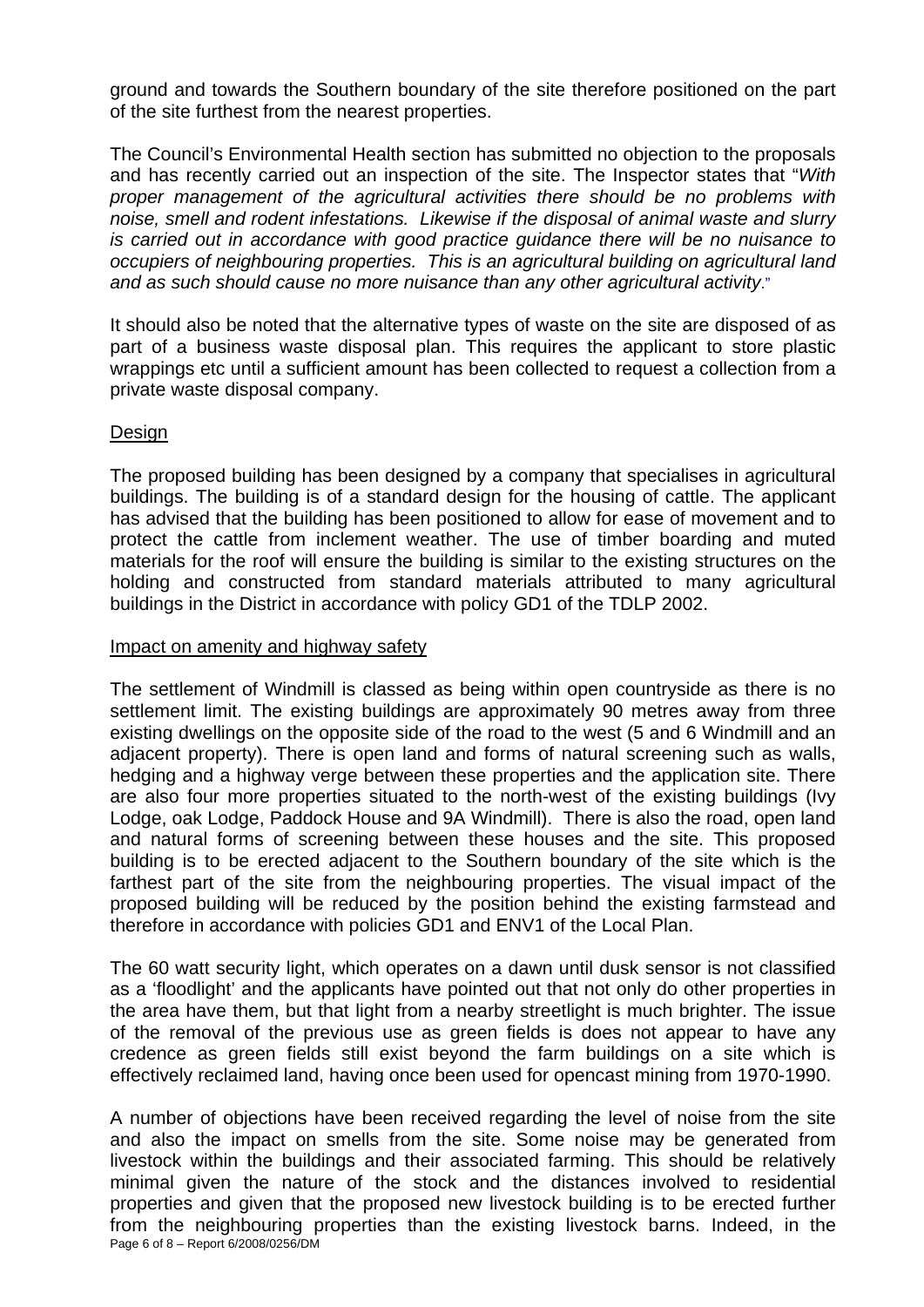ground and towards the Southern boundary of the site therefore positioned on the part of the site furthest from the nearest properties.

The Council's Environmental Health section has submitted no objection to the proposals and has recently carried out an inspection of the site. The Inspector states that "*With proper management of the agricultural activities there should be no problems with noise, smell and rodent infestations. Likewise if the disposal of animal waste and slurry is carried out in accordance with good practice guidance there will be no nuisance to occupiers of neighbouring properties. This is an agricultural building on agricultural land and as such should cause no more nuisance than any other agricultural activity*."

It should also be noted that the alternative types of waste on the site are disposed of as part of a business waste disposal plan. This requires the applicant to store plastic wrappings etc until a sufficient amount has been collected to request a collection from a private waste disposal company.

<u>Design</u>

The proposed building has been designed by a company that specialises in agricultural buildings. The building is of a standard design for the housing of cattle. The applicant has advised that the building has been positioned to allow for ease of movement and to protect the cattle from inclement weather. The use of timber boarding and muted materials for the roof will ensure the building is similar to the existing structures on the holding and constructed from standard materials attributed to many agricultural buildings in the District in accordance with policy GD1 of the TDLP 2002.

<u>Impact on amenity and highway safety</u>

The settlement of Windmill is classed as being within open countryside as there is no settlement limit. The existing buildings are approximately 90 metres away from three existing dwellings on the opposite side of the road to the west (5 and 6 Windmill and an adjacent property). There is open land and forms of natural screening such as walls, hedging and a highway verge between these properties and the application site. There are also four more properties situated to the north-west of the existing buildings (Ivy Lodge, oak Lodge, Paddock House and 9A Windmill). There is also the road, open land and natural forms of screening between these houses and the site. This proposed building is to be erected adjacent to the Southern boundary of the site which is the farthest part of the site from the neighbouring properties. The visual impact of the proposed building will be reduced by the position behind the existing farmstead and therefore in accordance with policies GD1 and ENV1 of the Local Plan.

The 60 watt security light, which operates on a dawn until dusk sensor is not classified as a 'floodlight' and the applicants have pointed out that not only do other properties in the area have them, but that light from a nearby streetlight is much brighter. The issue of the removal of the previous use as green fields is does not appear to have any credence as green fields still exist beyond the farm buildings on a site which is effectively reclaimed land, having once been used for opencast mining from 1970-1990.

A number of objections have been received regarding the level of noise from the site and also the impact on smells from the site. Some noise may be generated from livestock within the buildings and their associated farming. This should be relatively minimal given the nature of the stock and the distances involved to residential properties and given that the proposed new livestock building is to be erected further from the neighbouring properties than the existing livestock barns. Indeed, in the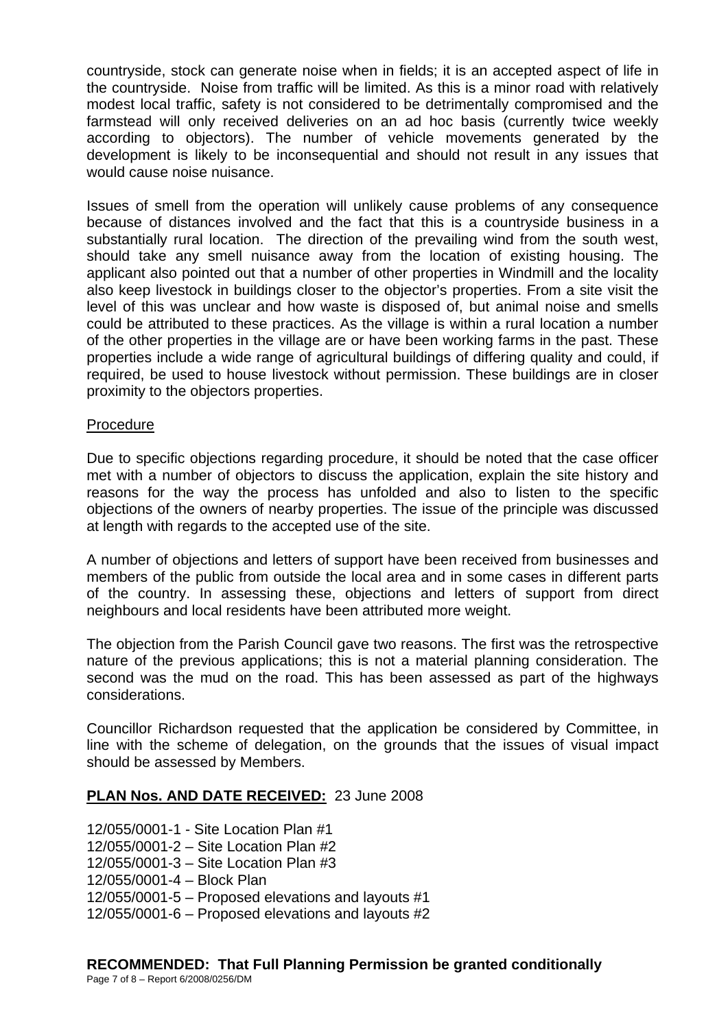countryside, stock can generate noise when in fields; it is an accepted aspect of life in the countryside. Noise from traffic will be limited. As this is a minor road with relatively modest local traffic, safety is not considered to be detrimentally compromised and the farmstead will only received deliveries on an ad hoc basis (currently twice weekly according to objectors). The number of vehicle movements generated by the development is likely to be inconsequential and should not result in any issues that would cause noise nuisance.

Issues of smell from the operation will unlikely cause problems of any consequence because of distances involved and the fact that this is a countryside business in a substantially rural location. The direction of the prevailing wind from the south west, should take any smell nuisance away from the location of existing housing. The applicant also pointed out that a number of other properties in Windmill and the locality also keep livestock in buildings closer to the objector's properties. From a site visit the level of this was unclear and how waste is disposed of, but animal noise and smells could be attributed to these practices. As the village is within a rural location a number of the other properties in the village are or have been working farms in the past. These properties include a wide range of agricultural buildings of differing quality and could, if required, be used to house livestock without permission. These buildings are in closer proximity to the objectors properties.

Procedure

Due to specific objections regarding procedure, it should be noted that the case officer met with a number of objectors to discuss the application, explain the site history and reasons for the way the process has unfolded and also to listen to the specific objections of the owners of nearby properties. The issue of the principle was discussed at length with regards to the accepted use of the site.

A number of objections and letters of support have been received from businesses and members of the public from outside the local area and in some cases in different parts of the country. In assessing these, objections and letters of support from direct neighbours and local residents have been attributed more weight.

The objection from the Parish Council gave two reasons. The first was the retrospective nature of the previous applications; this is not a material planning consideration. The second was the mud on the road. This has been assessed as part of the highways considerations.

Councillor Richardson requested that the application be considered by Committee, in line with the scheme of delegation, on the grounds that the issues of visual impact should be assessed by Members.

**PLAN Nos. AND DATE RECEIVED:** 23 June 2008

12/055/0001-1 - Site Location Plan #1
12/055/0001-2 – Site Location Plan #2
12/055/0001-3 – Site Location Plan #3
12/055/0001-4 – Block Plan
12/055/0001-5 – Proposed elevations and layouts #1
12/055/0001-6 – Proposed elevations and layouts #2

**RECOMMENDED: That Full Planning Permission be granted conditionally**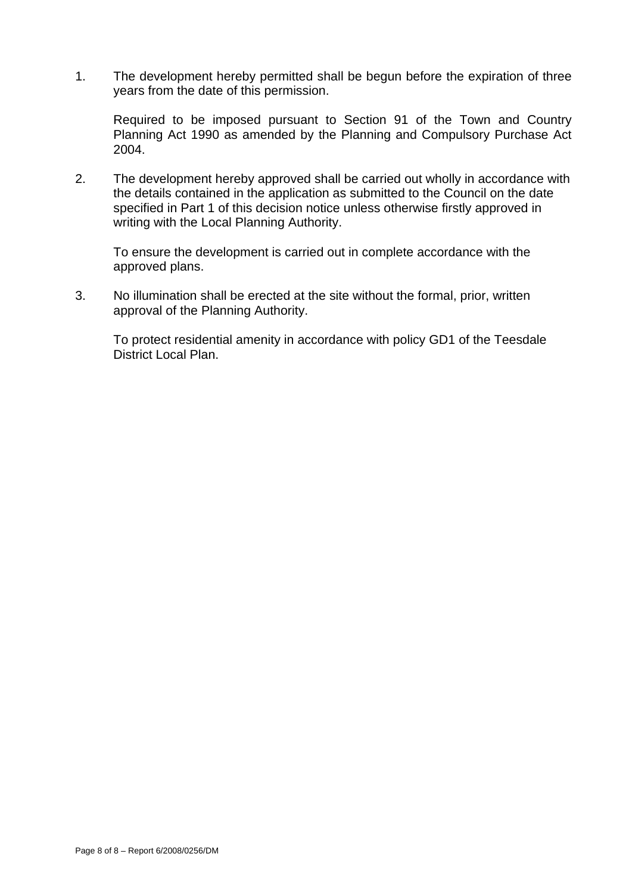1. The development hereby permitted shall be begun before the expiration of three years from the date of this permission.

   Required to be imposed pursuant to Section 91 of the Town and Country Planning Act 1990 as amended by the Planning and Compulsory Purchase Act 2004.

2. The development hereby approved shall be carried out wholly in accordance with the details contained in the application as submitted to the Council on the date specified in Part 1 of this decision notice unless otherwise firstly approved in writing with the Local Planning Authority.

   To ensure the development is carried out in complete accordance with the approved plans.

3. No illumination shall be erected at the site without the formal, prior, written approval of the Planning Authority.

   To protect residential amenity in accordance with policy GD1 of the Teesdale District Local Plan.